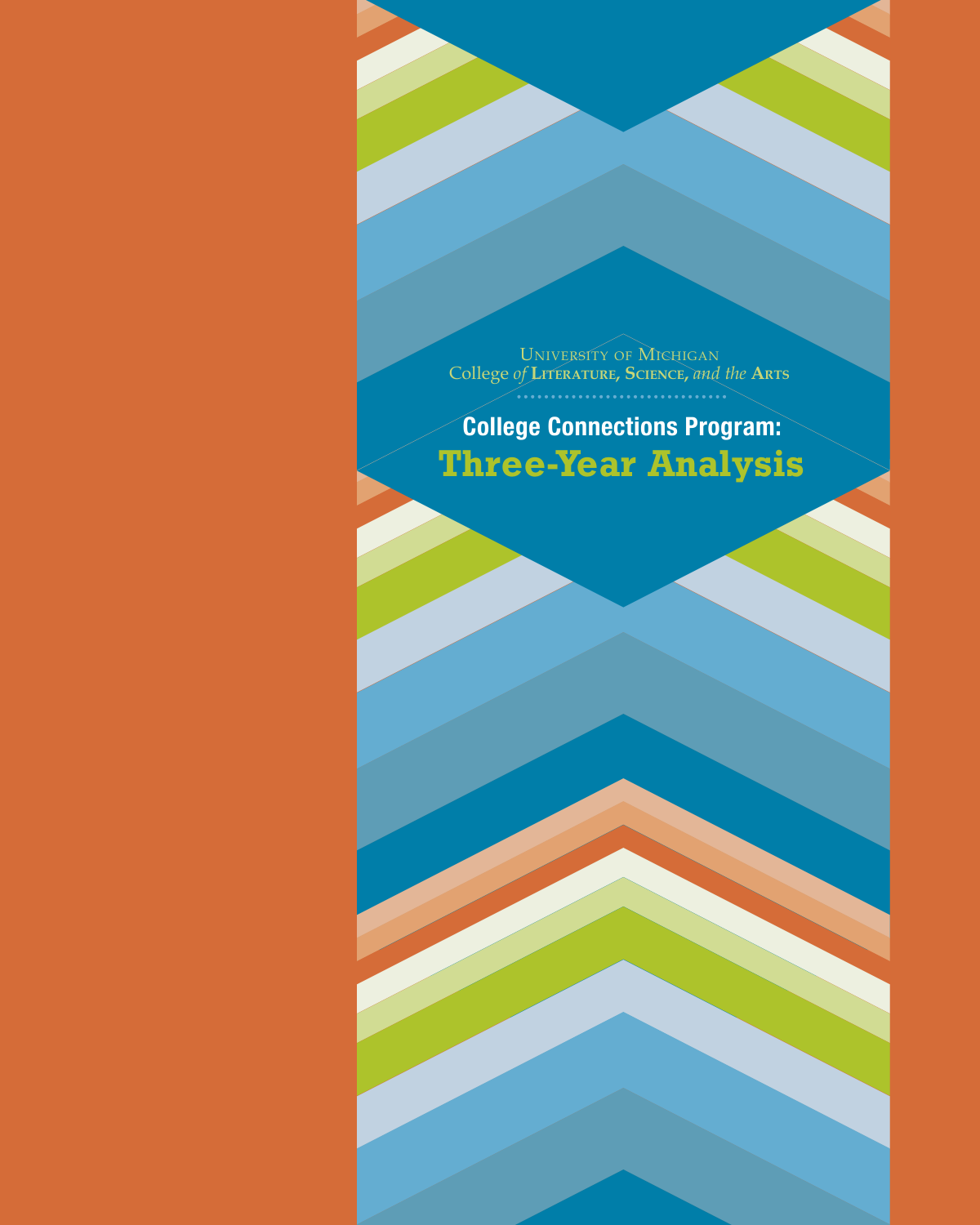University of Michigan
College *of* Literature, Science, *and the* Arts

# College Connections Program:
# Three-Year Analysis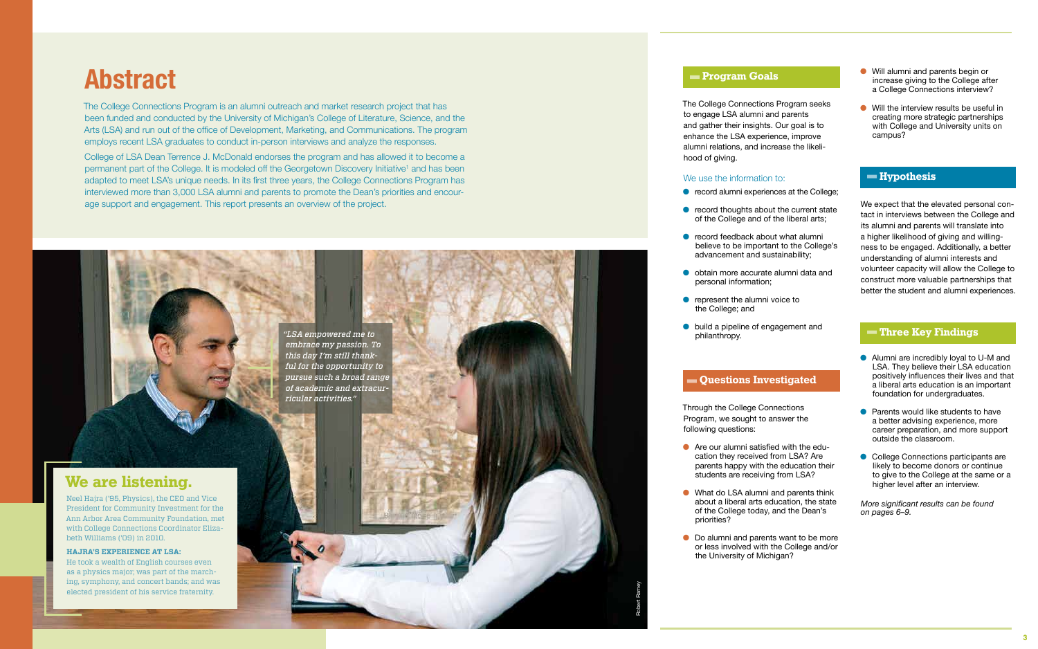# Abstract

The College Connections Program is an alumni outreach and market research project that has been funded and conducted by the University of Michigan's College of Literature, Science, and the Arts (LSA) and run out of the office of Development, Marketing, and Communications. The program employs recent LSA graduates to conduct in-person interviews and analyze the responses.

College of LSA Dean Terrence J. McDonald endorses the program and has allowed it to become a permanent part of the College. It is modeled off the Georgetown Discovery Initiative[1] and has been adapted to meet LSA's unique needs. In its first three years, the College Connections Program has interviewed more than 3,000 LSA alumni and parents to promote the Dean's priorities and encourage support and engagement. This report presents an overview of the project.

*"LSA empowered me to embrace my passion. To this day I'm still thankful for the opportunity to pursue such a broad range of academic and extracurricular activities."*

## We are listening.

Neel Hajra ('95, Physics), the CEO and Vice President for Community Investment for the Ann Arbor Area Community Foundation, met with College Connections Coordinator Elizabeth Williams ('09) in 2010.

**HAJRA'S EXPERIENCE AT LSA:**
He took a wealth of English courses even as a physics major; was part of the marching, symphony, and concert bands; and was elected president of his service fraternity.

Robert Ramey

## Program Goals

The College Connections Program seeks to engage LSA alumni and parents and gather their insights. Our goal is to enhance the LSA experience, improve alumni relations, and increase the likelihood of giving.

We use the information to:

- record alumni experiences at the College;
- record thoughts about the current state of the College and of the liberal arts;
- record feedback about what alumni believe to be important to the College's advancement and sustainability;
- obtain more accurate alumni data and personal information;
- represent the alumni voice to the College; and
- build a pipeline of engagement and philanthropy.

## Questions Investigated

Through the College Connections Program, we sought to answer the following questions:

- Are our alumni satisfied with the education they received from LSA? Are parents happy with the education their students are receiving from LSA?
- What do LSA alumni and parents think about a liberal arts education, the state of the College today, and the Dean's priorities?
- Do alumni and parents want to be more or less involved with the College and/or the University of Michigan?
- Will alumni and parents begin or increase giving to the College after a College Connections interview?
- Will the interview results be useful in creating more strategic partnerships with College and University units on campus?

## Hypothesis

We expect that the elevated personal contact in interviews between the College and its alumni and parents will translate into a higher likelihood of giving and willingness to be engaged. Additionally, a better understanding of alumni interests and volunteer capacity will allow the College to construct more valuable partnerships that better the student and alumni experiences.

## Three Key Findings

- Alumni are incredibly loyal to U-M and LSA. They believe their LSA education positively influences their lives and that a liberal arts education is an important foundation for undergraduates.
- Parents would like students to have a better advising experience, more career preparation, and more support outside the classroom.
- College Connections participants are likely to become donors or continue to give to the College at the same or a higher level after an interview.

*More significant results can be found on pages 6–9.*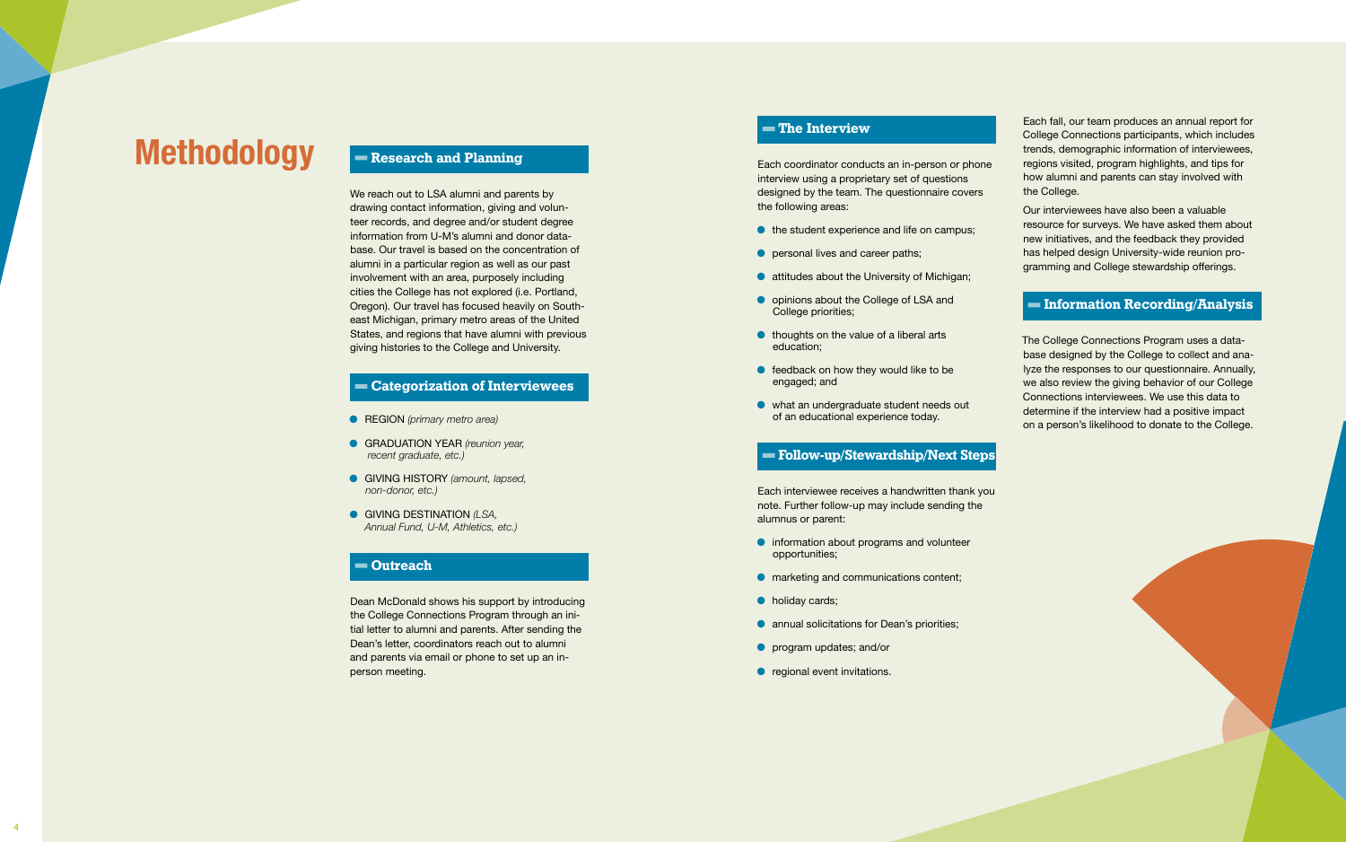# Methodology

## Research and Planning

We reach out to LSA alumni and parents by drawing contact information, giving and volunteer records, and degree and/or student degree information from U-M's alumni and donor database. Our travel is based on the concentration of alumni in a particular region as well as our past involvement with an area, purposely including cities the College has not explored (i.e. Portland, Oregon). Our travel has focused heavily on Southeast Michigan, primary metro areas of the United States, and regions that have alumni with previous giving histories to the College and University.

## Categorization of Interviewees

- REGION *(primary metro area)*
- GRADUATION YEAR *(reunion year, recent graduate, etc.)*
- GIVING HISTORY *(amount, lapsed, non-donor, etc.)*
- GIVING DESTINATION *(LSA, Annual Fund, U-M, Athletics, etc.)*

## Outreach

Dean McDonald shows his support by introducing the College Connections Program through an initial letter to alumni and parents. After sending the Dean's letter, coordinators reach out to alumni and parents via email or phone to set up an in-person meeting.

## The Interview

Each coordinator conducts an in-person or phone interview using a proprietary set of questions designed by the team. The questionnaire covers the following areas:

- the student experience and life on campus;
- personal lives and career paths;
- attitudes about the University of Michigan;
- opinions about the College of LSA and College priorities;
- thoughts on the value of a liberal arts education;
- feedback on how they would like to be engaged; and
- what an undergraduate student needs out of an educational experience today.

## Follow-up/Stewardship/Next Steps

Each interviewee receives a handwritten thank you note. Further follow-up may include sending the alumnus or parent:

- information about programs and volunteer opportunities;
- marketing and communications content;
- holiday cards;
- annual solicitations for Dean's priorities;
- program updates; and/or
- regional event invitations.

Each fall, our team produces an annual report for College Connections participants, which includes trends, demographic information of interviewees, regions visited, program highlights, and tips for how alumni and parents can stay involved with the College.

Our interviewees have also been a valuable resource for surveys. We have asked them about new initiatives, and the feedback they provided has helped design University-wide reunion programming and College stewardship offerings.

## Information Recording/Analysis

The College Connections Program uses a database designed by the College to collect and analyze the responses to our questionnaire. Annually, we also review the giving behavior of our College Connections interviewees. We use this data to determine if the interview had a positive impact on a person's likelihood to donate to the College.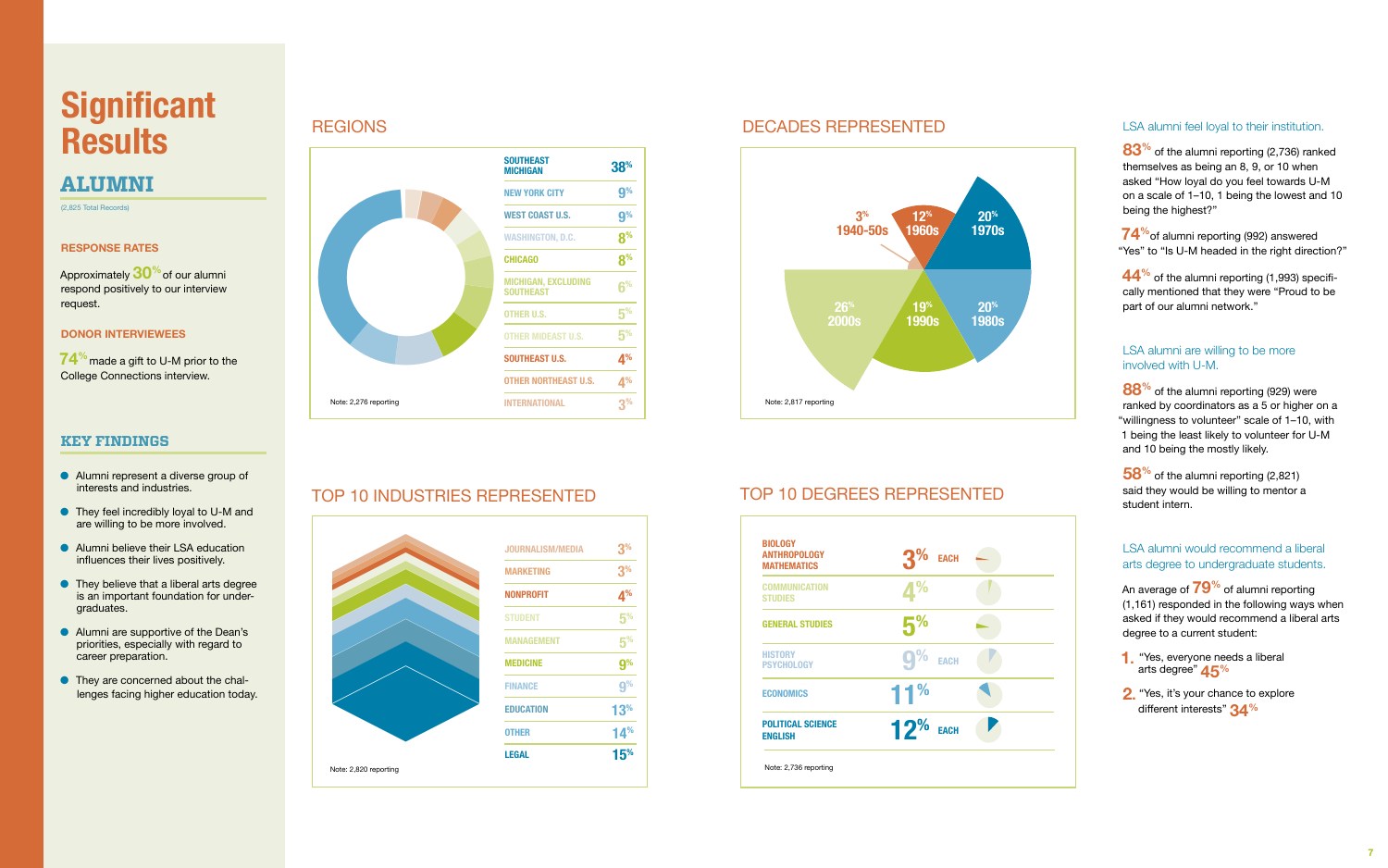# Significant Results

## ALUMNI

(2,825 Total Records)

### RESPONSE RATES

Approximately 30% of our alumni respond positively to our interview request.

### DONOR INTERVIEWEES

74% made a gift to U-M prior to the College Connections interview.

### KEY FINDINGS

- Alumni represent a diverse group of interests and industries.
- They feel incredibly loyal to U-M and are willing to be more involved.
- Alumni believe their LSA education influences their lives positively.
- They believe that a liberal arts degree is an important foundation for undergraduates.
- Alumni are supportive of the Dean's priorities, especially with regard to career preparation.
- They are concerned about the challenges facing higher education today.

## REGIONS

| Region | % |
|---|---|
| SOUTHEAST MICHIGAN | 38% |
| NEW YORK CITY | 9% |
| WEST COAST U.S. | 9% |
| WASHINGTON, D.C. | 8% |
| CHICAGO | 8% |
| MICHIGAN, EXCLUDING SOUTHEAST | 6% |
| OTHER U.S. | 5% |
| OTHER MIDEAST U.S. | 5% |
| SOUTHEAST U.S. | 4% |
| OTHER NORTHEAST U.S. | 4% |
| INTERNATIONAL | 3% |

Note: 2,276 reporting

## DECADES REPRESENTED

| Decade | % |
|---|---|
| 1940-50s | 3% |
| 1960s | 12% |
| 1970s | 20% |
| 1980s | 20% |
| 1990s | 19% |
| 2000s | 26% |

Note: 2,817 reporting

## TOP 10 INDUSTRIES REPRESENTED

| Industry | % |
|---|---|
| JOURNALISM/MEDIA | 3% |
| MARKETING | 3% |
| NONPROFIT | 4% |
| STUDENT | 5% |
| MANAGEMENT | 5% |
| MEDICINE | 9% |
| FINANCE | 9% |
| EDUCATION | 13% |
| OTHER | 14% |
| LEGAL | 15% |

Note: 2,820 reporting

## TOP 10 DEGREES REPRESENTED

| Degree | % |
|---|---|
| BIOLOGY, ANTHROPOLOGY, MATHEMATICS | 3% EACH |
| COMMUNICATION STUDIES | 4% |
| GENERAL STUDIES | 5% |
| HISTORY, PSYCHOLOGY | 9% EACH |
| ECONOMICS | 11% |
| POLITICAL SCIENCE, ENGLISH | 12% EACH |

Note: 2,736 reporting

### LSA alumni feel loyal to their institution.

83% of the alumni reporting (2,736) ranked themselves as being an 8, 9, or 10 when asked "How loyal do you feel towards U-M on a scale of 1–10, 1 being the lowest and 10 being the highest?"

74% of alumni reporting (992) answered "Yes" to "Is U-M headed in the right direction?"

44% of the alumni reporting (1,993) specifically mentioned that they were "Proud to be part of our alumni network."

### LSA alumni are willing to be more involved with U-M.

88% of the alumni reporting (929) were ranked by coordinators as a 5 or higher on a "willingness to volunteer" scale of 1–10, with 1 being the least likely to volunteer for U-M and 10 being the mostly likely.

58% of the alumni reporting (2,821) said they would be willing to mentor a student intern.

### LSA alumni would recommend a liberal arts degree to undergraduate students.

An average of 79% of alumni reporting (1,161) responded in the following ways when asked if they would recommend a liberal arts degree to a current student:

1. "Yes, everyone needs a liberal arts degree" 45%
2. "Yes, it's your chance to explore different interests" 34%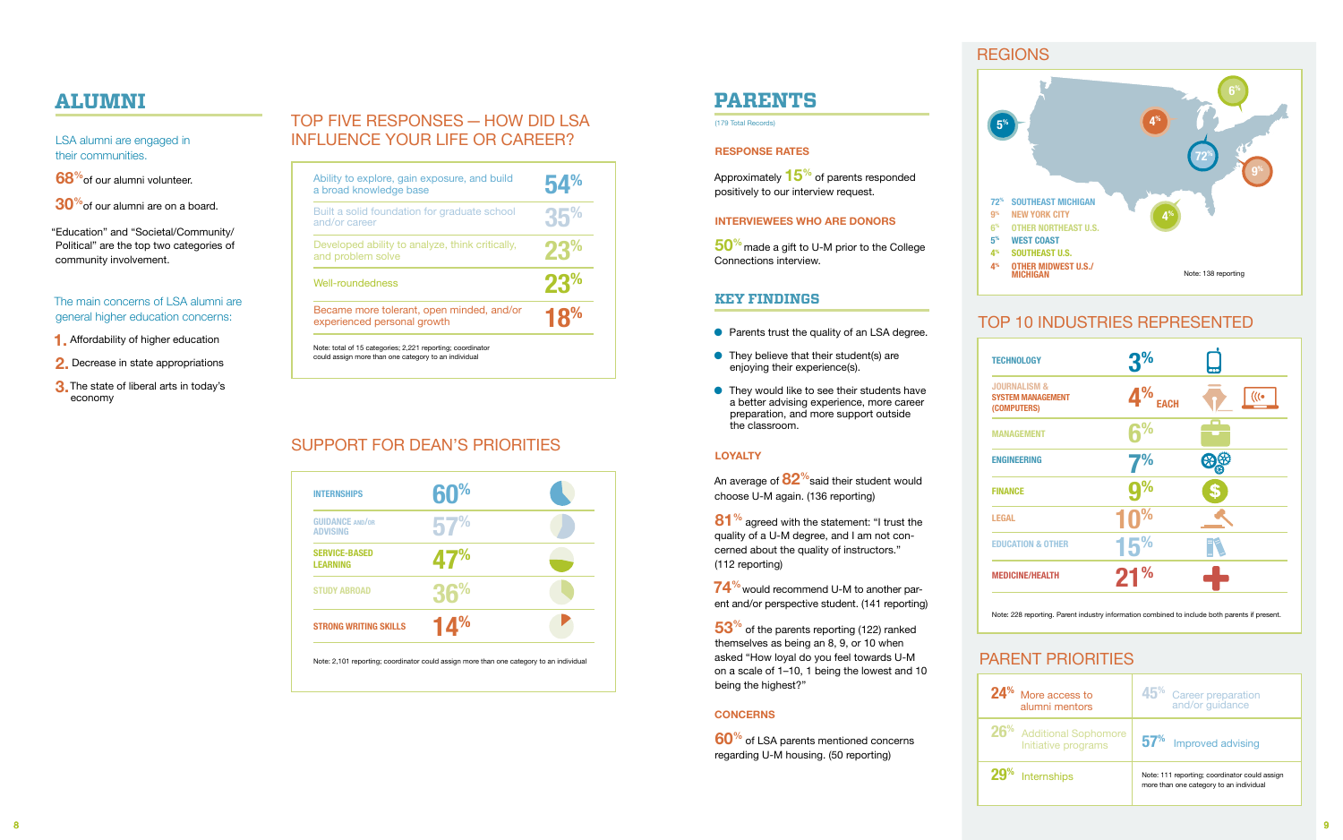# ALUMNI

LSA alumni are engaged in their communities.

68% of our alumni volunteer.

30% of our alumni are on a board.

"Education" and "Societal/Community/Political" are the top two categories of community involvement.

The main concerns of LSA alumni are general higher education concerns:

1. Affordability of higher education
2. Decrease in state appropriations
3. The state of liberal arts in today's economy

## TOP FIVE RESPONSES — HOW DID LSA INFLUENCE YOUR LIFE OR CAREER?

| Response | % |
|---|---|
| Ability to explore, gain exposure, and build a broad knowledge base | 54% |
| Built a solid foundation for graduate school and/or career | 35% |
| Developed ability to analyze, think critically, and problem solve | 23% |
| Well-roundedness | 23% |
| Became more tolerant, open minded, and/or experienced personal growth | 18% |

Note: total of 15 categories; 2,221 reporting; coordinator could assign more than one category to an individual

## SUPPORT FOR DEAN'S PRIORITIES

| Priority | % |
|---|---|
| INTERNSHIPS | 60% |
| GUIDANCE AND/OR ADVISING | 57% |
| SERVICE-BASED LEARNING | 47% |
| STUDY ABROAD | 36% |
| STRONG WRITING SKILLS | 14% |

Note: 2,101 reporting; coordinator could assign more than one category to an individual

# PARENTS

(179 Total Records)

### RESPONSE RATES

Approximately 15% of parents responded positively to our interview request.

### INTERVIEWEES WHO ARE DONORS

50% made a gift to U-M prior to the College Connections interview.

## KEY FINDINGS

- Parents trust the quality of an LSA degree.
- They believe that their student(s) are enjoying their experience(s).
- They would like to see their students have a better advising experience, more career preparation, and more support outside the classroom.

### LOYALTY

An average of 82% said their student would choose U-M again. (136 reporting)

81% agreed with the statement: "I trust the quality of a U-M degree, and I am not concerned about the quality of instructors." (112 reporting)

74% would recommend U-M to another parent and/or perspective student. (141 reporting)

53% of the parents reporting (122) ranked themselves as being an 8, 9, or 10 when asked "How loyal do you feel towards U-M on a scale of 1–10, 1 being the lowest and 10 being the highest?"

### CONCERNS

60% of LSA parents mentioned concerns regarding U-M housing. (50 reporting)

## REGIONS

| % | Region |
|---|---|
| 72% | SOUTHEAST MICHIGAN |
| 9% | NEW YORK CITY |
| 6% | OTHER NORTHEAST U.S. |
| 5% | WEST COAST |
| 4% | SOUTHEAST U.S. |
| 4% | OTHER MIDWEST U.S./MICHIGAN |

Note: 138 reporting

## TOP 10 INDUSTRIES REPRESENTED

| Industry | % |
|---|---|
| TECHNOLOGY | 3% |
| JOURNALISM & SYSTEM MANAGEMENT (COMPUTERS) | 4% EACH |
| MANAGEMENT | 6% |
| ENGINEERING | 7% |
| FINANCE | 9% |
| LEGAL | 10% |
| EDUCATION & OTHER | 15% |
| MEDICINE/HEALTH | 21% |

Note: 228 reporting. Parent industry information combined to include both parents if present.

## PARENT PRIORITIES

| % | Priority |
|---|---|
| 24% | More access to alumni mentors |
| 45% | Career preparation and/or guidance |
| 26% | Additional Sophomore Initiative programs |
| 57% | Improved advising |
| 29% | Internships |

Note: 111 reporting; coordinator could assign more than one category to an individual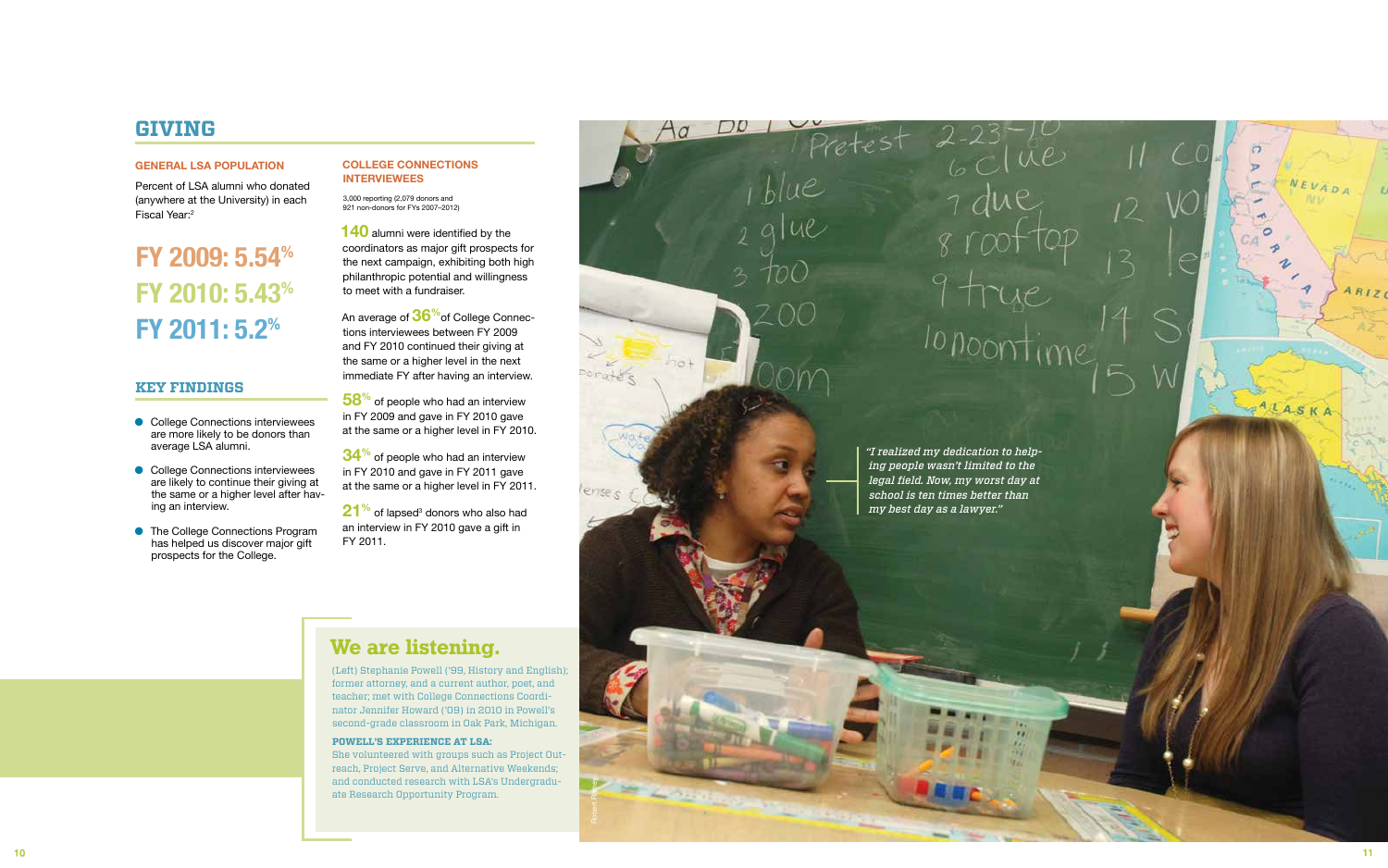# GIVING

### GENERAL LSA POPULATION

Percent of LSA alumni who donated (anywhere at the University) in each Fiscal Year:[2]

**FY 2009: 5.54%**

**FY 2010: 5.43%**

**FY 2011: 5.2%**

## KEY FINDINGS

- College Connections interviewees are more likely to be donors than average LSA alumni.
- College Connections interviewees are likely to continue their giving at the same or a higher level after having an interview.
- The College Connections Program has helped us discover major gift prospects for the College.

### COLLEGE CONNECTIONS INTERVIEWEES

3,000 reporting (2,079 donors and 921 non-donors for FYs 2007–2012)

**140** alumni were identified by the coordinators as major gift prospects for the next campaign, exhibiting both high philanthropic potential and willingness to meet with a fundraiser.

An average of **36%** of College Connections interviewees between FY 2009 and FY 2010 continued their giving at the same or a higher level in the next immediate FY after having an interview.

**58%** of people who had an interview in FY 2009 and gave in FY 2010 gave at the same or a higher level in FY 2010.

**34%** of people who had an interview in FY 2010 and gave in FY 2011 gave at the same or a higher level in FY 2011.

**21%** of lapsed[3] donors who also had an interview in FY 2010 gave a gift in FY 2011.

## We are listening.

(Left) Stephanie Powell ('99, History and English); former attorney, and a current author, poet, and teacher; met with College Connections Coordinator Jennifer Howard ('09) in 2010 in Powell's second-grade classroom in Oak Park, Michigan.

**POWELL'S EXPERIENCE AT LSA:**
She volunteered with groups such as Project Outreach, Project Serve, and Alternative Weekends; and conducted research with LSA's Undergraduate Research Opportunity Program.

*"I realized my dedication to helping people wasn't limited to the legal field. Now, my worst day at school is ten times better than my best day as a lawyer."*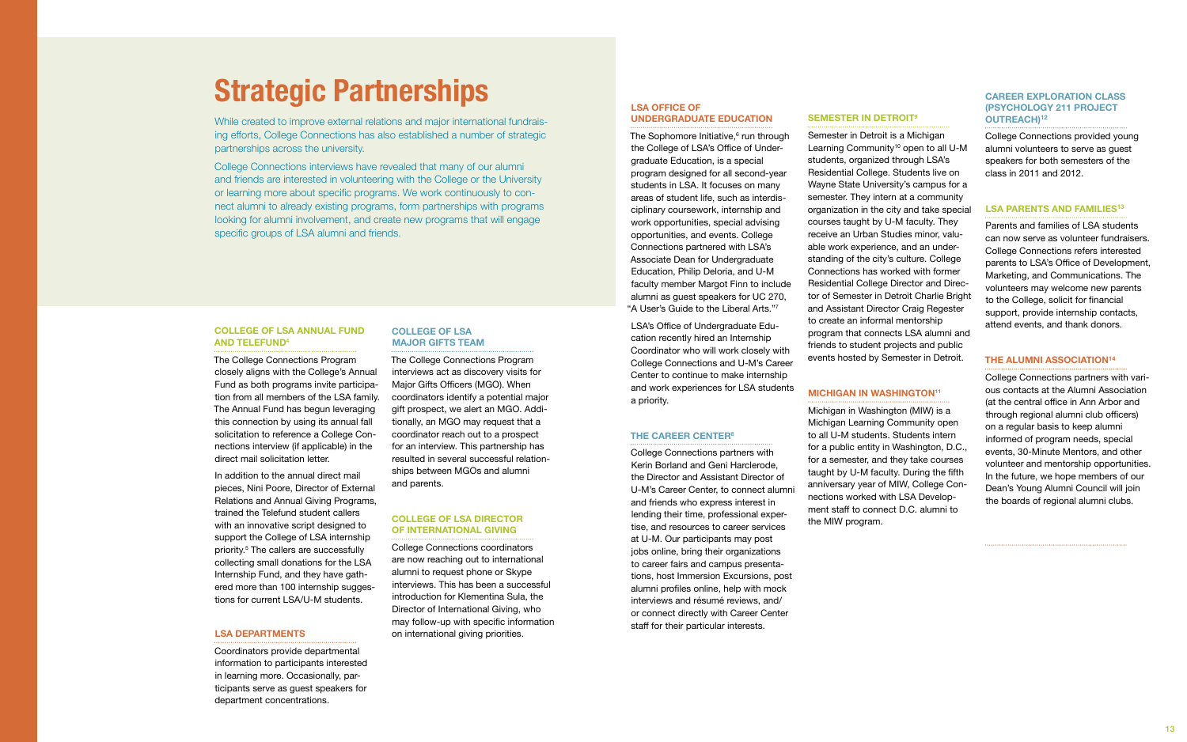# Strategic Partnerships

While created to improve external relations and major international fundraising efforts, College Connections has also established a number of strategic partnerships across the university.

College Connections interviews have revealed that many of our alumni and friends are interested in volunteering with the College or the University or learning more about specific programs. We work continuously to connect alumni to already existing programs, form partnerships with programs looking for alumni involvement, and create new programs that will engage specific groups of LSA alumni and friends.

### COLLEGE OF LSA ANNUAL FUND AND TELEFUND[4]

The College Connections Program closely aligns with the College's Annual Fund as both programs invite participation from all members of the LSA family. The Annual Fund has begun leveraging this connection by using its annual fall solicitation to reference a College Connections interview (if applicable) in the direct mail solicitation letter.

In addition to the annual direct mail pieces, Nini Poore, Director of External Relations and Annual Giving Programs, trained the Telefund student callers with an innovative script designed to support the College of LSA internship priority.[5] The callers are successfully collecting small donations for the LSA Internship Fund, and they have gathered more than 100 internship suggestions for current LSA/U-M students.

### LSA DEPARTMENTS

Coordinators provide departmental information to participants interested in learning more. Occasionally, participants serve as guest speakers for department concentrations.

### COLLEGE OF LSA MAJOR GIFTS TEAM

The College Connections Program interviews act as discovery visits for Major Gifts Officers (MGO). When coordinators identify a potential major gift prospect, we alert an MGO. Additionally, an MGO may request that a coordinator reach out to a prospect for an interview. This partnership has resulted in several successful relationships between MGOs and alumni and parents.

### COLLEGE OF LSA DIRECTOR OF INTERNATIONAL GIVING

College Connections coordinators are now reaching out to international alumni to request phone or Skype interviews. This has been a successful introduction for Klementina Sula, the Director of International Giving, who may follow-up with specific information on international giving priorities.

### LSA OFFICE OF UNDERGRADUATE EDUCATION

The Sophomore Initiative,[6] run through the College of LSA's Office of Undergraduate Education, is a special program designed for all second-year students in LSA. It focuses on many areas of student life, such as interdisciplinary coursework, internship and work opportunities, special advising opportunities, and events. College Connections partnered with LSA's Associate Dean for Undergraduate Education, Philip Deloria, and U-M faculty member Margot Finn to include alumni as guest speakers for UC 270, "A User's Guide to the Liberal Arts."[7]

LSA's Office of Undergraduate Education recently hired an Internship Coordinator who will work closely with College Connections and U-M's Career Center to continue to make internship and work experiences for LSA students a priority.

### THE CAREER CENTER[8]

College Connections partners with Kerin Borland and Geni Harclerode, the Director and Assistant Director of U-M's Career Center, to connect alumni and friends who express interest in lending their time, professional expertise, and resources to career services at U-M. Our participants may post jobs online, bring their organizations to career fairs and campus presentations, host Immersion Excursions, post alumni profiles online, help with mock interviews and résumé reviews, and/or connect directly with Career Center staff for their particular interests.

### SEMESTER IN DETROIT[9]

Semester in Detroit is a Michigan Learning Community[10] open to all U-M students, organized through LSA's Residential College. Students live on Wayne State University's campus for a semester. They intern at a community organization in the city and take special courses taught by U-M faculty. They receive an Urban Studies minor, valuable work experience, and an understanding of the city's culture. College Connections has worked with former Residential College Director and Director of Semester in Detroit Charlie Bright and Assistant Director Craig Regester to create an informal mentorship program that connects LSA alumni and friends to student projects and public events hosted by Semester in Detroit.

### MICHIGAN IN WASHINGTON[11]

Michigan in Washington (MIW) is a Michigan Learning Community open to all U-M students. Students intern for a public entity in Washington, D.C., for a semester, and they take courses taught by U-M faculty. During the fifth anniversary year of MIW, College Connections worked with LSA Development staff to connect D.C. alumni to the MIW program.

### CAREER EXPLORATION CLASS (PSYCHOLOGY 211 PROJECT OUTREACH)[12]

College Connections provided young alumni volunteers to serve as guest speakers for both semesters of the class in 2011 and 2012.

### LSA PARENTS AND FAMILIES[13]

Parents and families of LSA students can now serve as volunteer fundraisers. College Connections refers interested parents to LSA's Office of Development, Marketing, and Communications. The volunteers may welcome new parents to the College, solicit for financial support, provide internship contacts, attend events, and thank donors.

### THE ALUMNI ASSOCIATION[14]

College Connections partners with various contacts at the Alumni Association (at the central office in Ann Arbor and through regional alumni club officers) on a regular basis to keep alumni informed of program needs, special events, 30-Minute Mentors, and other volunteer and mentorship opportunities. In the future, we hope members of our Dean's Young Alumni Council will join the boards of regional alumni clubs.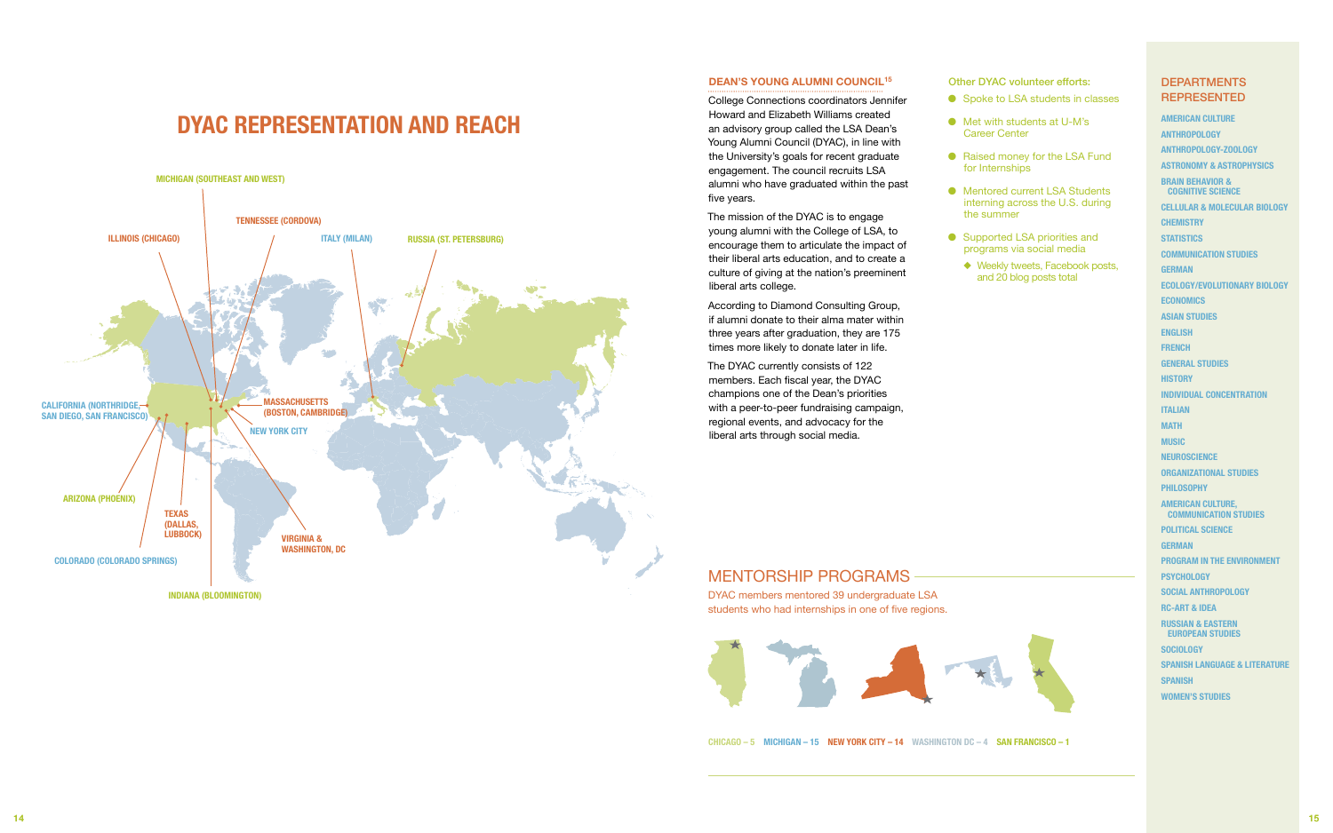# DYAC REPRESENTATION AND REACH

MICHIGAN (SOUTHEAST AND WEST)

TENNESSEE (CORDOVA)

ILLINOIS (CHICAGO)

ITALY (MILAN)

RUSSIA (ST. PETERSBURG)

CALIFORNIA (NORTHRIDGE, SAN DIEGO, SAN FRANCISCO)

MASSACHUSETTS (BOSTON, CAMBRIDGE)

NEW YORK CITY

ARIZONA (PHOENIX)

TEXAS (DALLAS, LUBBOCK)

VIRGINIA & WASHINGTON, DC

COLORADO (COLORADO SPRINGS)

INDIANA (BLOOMINGTON)

## DEAN'S YOUNG ALUMNI COUNCIL[15]

College Connections coordinators Jennifer Howard and Elizabeth Williams created an advisory group called the LSA Dean's Young Alumni Council (DYAC), in line with the University's goals for recent graduate engagement. The council recruits LSA alumni who have graduated within the past five years.

The mission of the DYAC is to engage young alumni with the College of LSA, to encourage them to articulate the impact of their liberal arts education, and to create a culture of giving at the nation's preeminent liberal arts college.

According to Diamond Consulting Group, if alumni donate to their alma mater within three years after graduation, they are 175 times more likely to donate later in life.

The DYAC currently consists of 122 members. Each fiscal year, the DYAC champions one of the Dean's priorities with a peer-to-peer fundraising campaign, regional events, and advocacy for the liberal arts through social media.

Other DYAC volunteer efforts:

- Spoke to LSA students in classes
- Met with students at U-M's Career Center
- Raised money for the LSA Fund for Internships
- Mentored current LSA Students interning across the U.S. during the summer
- Supported LSA priorities and programs via social media
  - Weekly tweets, Facebook posts, and 20 blog posts total

## MENTORSHIP PROGRAMS

DYAC members mentored 39 undergraduate LSA students who had internships in one of five regions.

CHICAGO – 5 MICHIGAN – 15 NEW YORK CITY – 14 WASHINGTON DC – 4 SAN FRANCISCO – 1

## DEPARTMENTS REPRESENTED

- AMERICAN CULTURE
- ANTHROPOLOGY
- ANTHROPOLOGY-ZOOLOGY
- ASTRONOMY & ASTROPHYSICS
- BRAIN BEHAVIOR & COGNITIVE SCIENCE
- CELLULAR & MOLECULAR BIOLOGY
- CHEMISTRY
- STATISTICS
- COMMUNICATION STUDIES
- GERMAN
- ECOLOGY/EVOLUTIONARY BIOLOGY
- ECONOMICS
- ASIAN STUDIES
- ENGLISH
- FRENCH
- GENERAL STUDIES
- HISTORY
- INDIVIDUAL CONCENTRATION
- ITALIAN
- MATH
- MUSIC
- NEUROSCIENCE
- ORGANIZATIONAL STUDIES
- PHILOSOPHY
- AMERICAN CULTURE, COMMUNICATION STUDIES
- POLITICAL SCIENCE
- GERMAN
- PROGRAM IN THE ENVIRONMENT
- PSYCHOLOGY
- SOCIAL ANTHROPOLOGY
- RC-ART & IDEA
- RUSSIAN & EASTERN EUROPEAN STUDIES
- SOCIOLOGY
- SPANISH LANGUAGE & LITERATURE
- SPANISH
- WOMEN'S STUDIES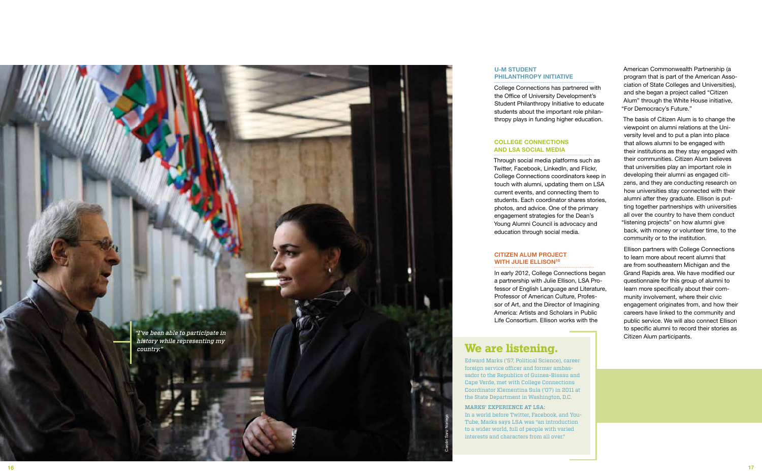*"I've been able to participate in history while representing my country."*

Carolin Sanz Noriega

### U-M STUDENT PHILANTHROPY INITIATIVE

College Connections has partnered with the Office of University Development's Student Philanthropy Initiative to educate students about the important role philanthropy plays in funding higher education.

### COLLEGE CONNECTIONS AND LSA SOCIAL MEDIA

Through social media platforms such as Twitter, Facebook, LinkedIn, and Flickr, College Connections coordinators keep in touch with alumni, updating them on LSA current events, and connecting them to students. Each coordinator shares stories, photos, and advice. One of the primary engagement strategies for the Dean's Young Alumni Council is advocacy and education through social media.

### CITIZEN ALUM PROJECT WITH JULIE ELLISON[16]

In early 2012, College Connections began a partnership with Julie Ellison, LSA Professor of English Language and Literature, Professor of American Culture, Professor of Art, and the Director of Imagining America: Artists and Scholars in Public Life Consortium. Ellison works with the American Commonwealth Partnership (a program that is part of the American Association of State Colleges and Universities), and she began a project called "Citizen Alum" through the White House initiative, "For Democracy's Future."

The basis of Citizen Alum is to change the viewpoint on alumni relations at the University level and to put a plan into place that allows alumni to be engaged with their institutions as they stay engaged with their communities. Citizen Alum believes that universities play an important role in developing their alumni as engaged citizens, and they are conducting research on how universities stay connected with their alumni after they graduate. Ellison is putting together partnerships with universities all over the country to have them conduct "listening projects" on how alumni give back, with money or volunteer time, to the community or to the institution.

Ellison partners with College Connections to learn more about recent alumni that are from southeastern Michigan and the Grand Rapids area. We have modified our questionnaire for this group of alumni to learn more specifically about their community involvement, where their civic engagement originates from, and how their careers have linked to the community and public service. We will also connect Ellison to specific alumni to record their stories as Citizen Alum participants.

## We are listening.

Edward Marks ('57, Political Science), career foreign service officer and former ambassador to the Republics of Guinea-Bissau and Cape Verde, met with College Connections Coordinator Klementina Sula ('07) in 2011 at the State Department in Washington, D.C.

**MARKS' EXPERIENCE AT LSA:**
In a world before Twitter, Facebook, and YouTube, Marks says LSA was "an introduction to a wider world, full of people with varied interests and characters from all over."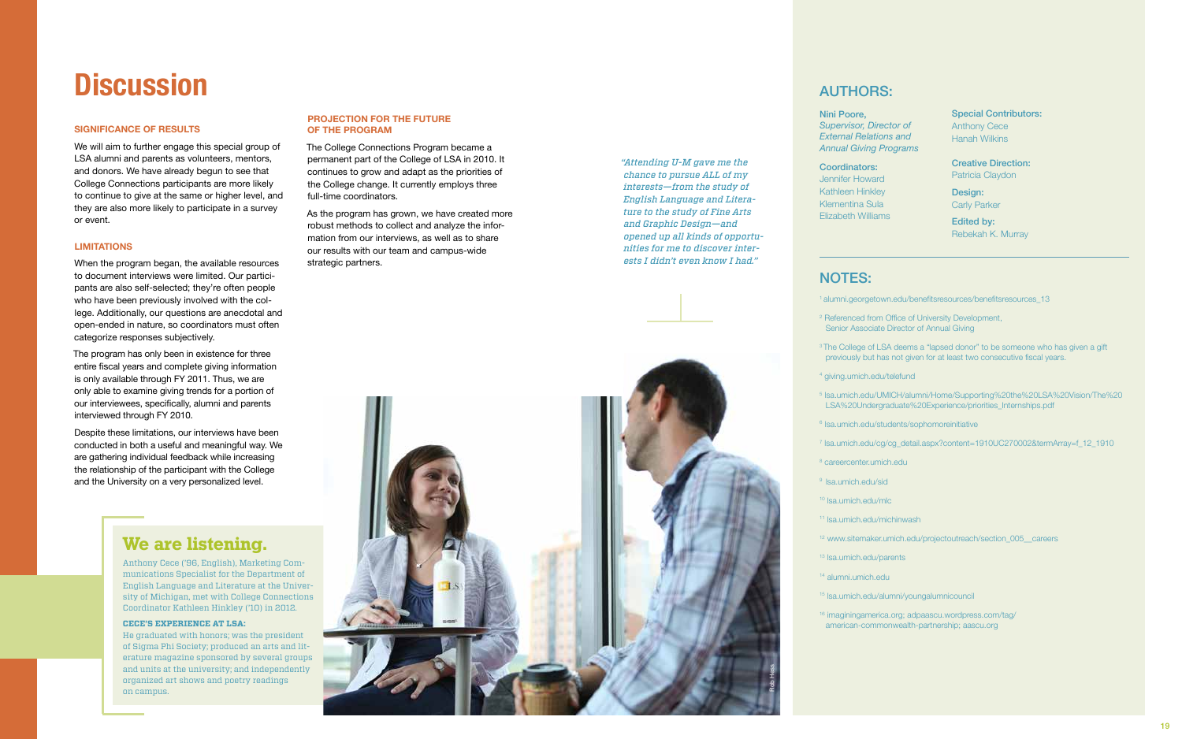# Discussion

## SIGNIFICANCE OF RESULTS

We will aim to further engage this special group of LSA alumni and parents as volunteers, mentors, and donors. We have already begun to see that College Connections participants are more likely to continue to give at the same or higher level, and they are also more likely to participate in a survey or event.

## LIMITATIONS

When the program began, the available resources to document interviews were limited. Our participants are also self-selected; they're often people who have been previously involved with the college. Additionally, our questions are anecdotal and open-ended in nature, so coordinators must often categorize responses subjectively.

The program has only been in existence for three entire fiscal years and complete giving information is only available through FY 2011. Thus, we are only able to examine giving trends for a portion of our interviewees, specifically, alumni and parents interviewed through FY 2010.

Despite these limitations, our interviews have been conducted in both a useful and meaningful way. We are gathering individual feedback while increasing the relationship of the participant with the College and the University on a very personalized level.

## PROJECTION FOR THE FUTURE OF THE PROGRAM

The College Connections Program became a permanent part of the College of LSA in 2010. It continues to grow and adapt as the priorities of the College change. It currently employs three full-time coordinators.

As the program has grown, we have created more robust methods to collect and analyze the information from our interviews, as well as to share our results with our team and campus-wide strategic partners.

*"Attending U-M gave me the chance to pursue ALL of my interests—from the study of English Language and Literature to the study of Fine Arts and Graphic Design—and opened up all kinds of opportunities for me to discover interests I didn't even know I had."*

## We are listening.

Anthony Cece ('96, English), Marketing Communications Specialist for the Department of English Language and Literature at the University of Michigan, met with College Connections Coordinator Kathleen Hinkley ('10) in 2012.

**CECE'S EXPERIENCE AT LSA:**

He graduated with honors; was the president of Sigma Phi Society; produced an arts and literature magazine sponsored by several groups and units at the university; and independently organized art shows and poetry readings on campus.

Rob Hess

## AUTHORS:

**Nini Poore,**
*Supervisor, Director of External Relations and Annual Giving Programs*

**Coordinators:**
Jennifer Howard
Kathleen Hinkley
Klementina Sula
Elizabeth Williams

**Special Contributors:**
Anthony Cece
Hanah Wilkins

**Creative Direction:**
Patricia Claydon

**Design:**
Carly Parker

**Edited by:**
Rebekah K. Murray

## NOTES:

[1] alumni.georgetown.edu/benefitsresources/benefitsresources_13

[2] Referenced from Office of University Development, Senior Associate Director of Annual Giving

[3] The College of LSA deems a "lapsed donor" to be someone who has given a gift previously but has not given for at least two consecutive fiscal years.

[4] giving.umich.edu/telefund

[5] lsa.umich.edu/UMICH/alumni/Home/Supporting%20the%20LSA%20Vision/The%20LSA%20Undergraduate%20Experience/priorities_Internships.pdf

[6] lsa.umich.edu/students/sophomoreinitiative

[7] lsa.umich.edu/cg/cg_detail.aspx?content=1910UC270002&termArray=f_12_1910

[8] careercenter.umich.edu

[9] lsa.umich.edu/sid

[10] lsa.umich.edu/mlc

[11] lsa.umich.edu/michinwash

[12] www.sitemaker.umich.edu/projectoutreach/section_005__careers

[13] lsa.umich.edu/parents

[14] alumni.umich.edu

[15] lsa.umich.edu/alumni/youngalumnicouncil

[16] imaginingamerica.org; adpaascu.wordpress.com/tag/american-commonwealth-partnership; aascu.org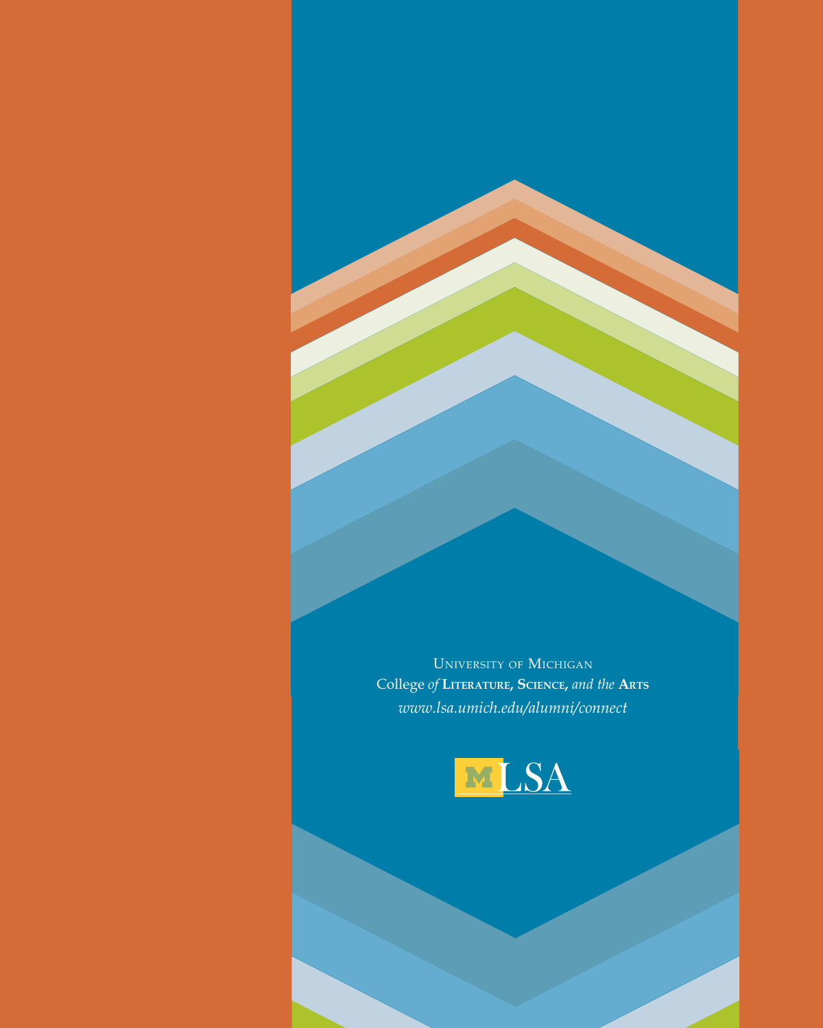University of Michigan
College *of* **Literature, Science,** *and the* **Arts**
*www.lsa.umich.edu/alumni/connect*

LSA